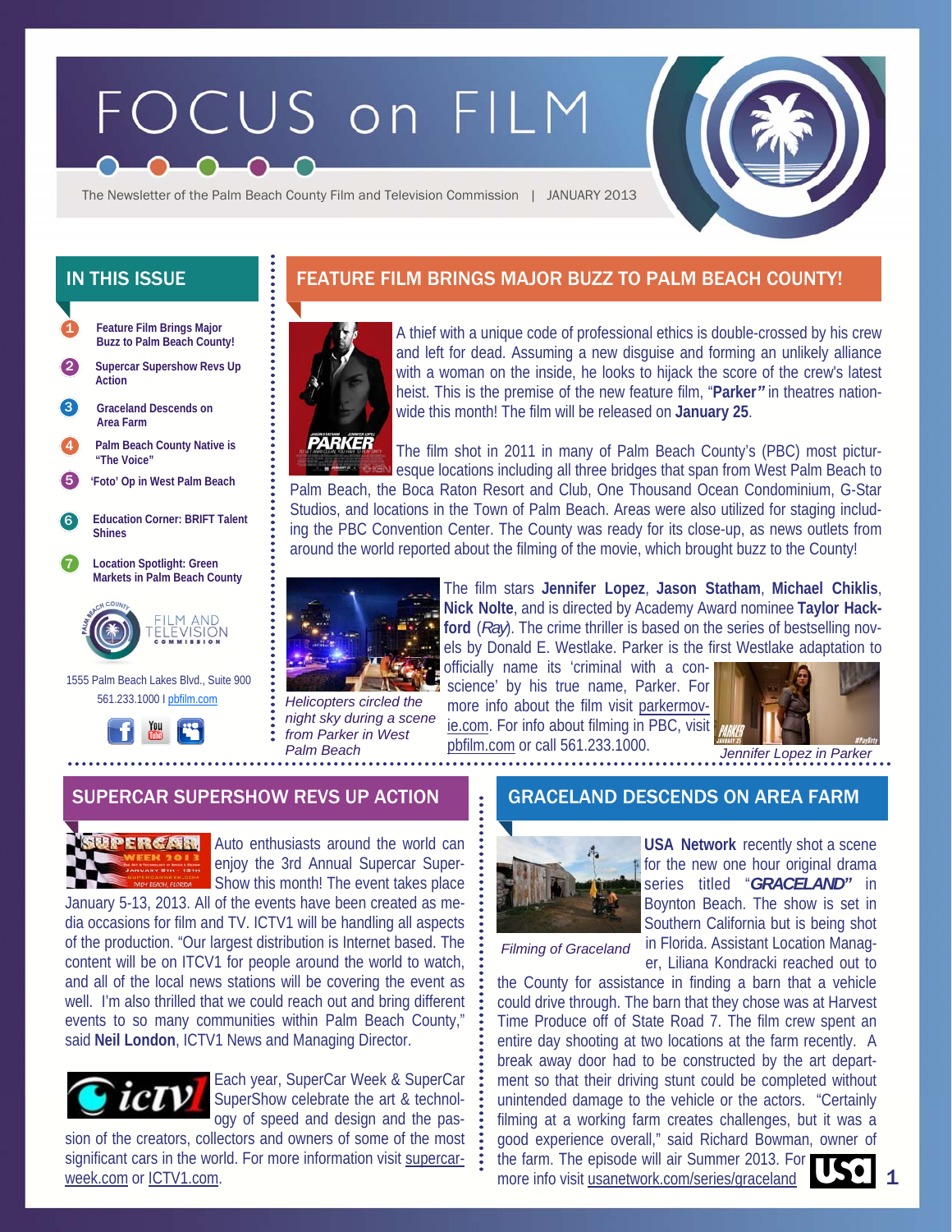# FOCUS on FILM

The Newsletter of the Palm Beach County Film and Television Commission | JANUARY 2013

## IN THIS ISSUE

1. Feature Film Brings Major Buzz to Palm Beach County!
2. Supercar Supershow Revs Up Action
3. Graceland Descends on Area Farm
4. Palm Beach County Native is "The Voice"
5. 'Foto' Op in West Palm Beach
6. Education Corner: BRIFT Talent Shines
7. Location Spotlight: Green Markets in Palm Beach County

FILM AND TELEVISION COMMISSION

1555 Palm Beach Lakes Blvd., Suite 900
561.233.1000 I pbfilm.com

## FEATURE FILM BRINGS MAJOR BUZZ TO PALM BEACH COUNTY!

A thief with a unique code of professional ethics is double-crossed by his crew and left for dead. Assuming a new disguise and forming an unlikely alliance with a woman on the inside, he looks to hijack the score of the crew's latest heist. This is the premise of the new feature film, "**Parker**" in theatres nationwide this month! The film will be released on **January 25**.

The film shot in 2011 in many of Palm Beach County's (PBC) most picturesque locations including all three bridges that span from West Palm Beach to Palm Beach, the Boca Raton Resort and Club, One Thousand Ocean Condominium, G-Star Studios, and locations in the Town of Palm Beach. Areas were also utilized for staging including the PBC Convention Center. The County was ready for its close-up, as news outlets from around the world reported about the filming of the movie, which brought buzz to the County!

*Helicopters circled the night sky during a scene from Parker in West Palm Beach*

The film stars **Jennifer Lopez**, **Jason Statham**, **Michael Chiklis**, **Nick Nolte**, and is directed by Academy Award nominee **Taylor Hackford** (*Ray*). The crime thriller is based on the series of bestselling novels by Donald E. Westlake. Parker is the first Westlake adaptation to officially name its 'criminal with a conscience' by his true name, Parker. For more info about the film visit parkermovie.com. For info about filming in PBC, visit pbfilm.com or call 561.233.1000.

*Jennifer Lopez in Parker*

## SUPERCAR SUPERSHOW REVS UP ACTION

Auto enthusiasts around the world can enjoy the 3rd Annual Supercar SuperShow this month! The event takes place January 5-13, 2013. All of the events have been created as media occasions for film and TV. ICTV1 will be handling all aspects of the production. "Our largest distribution is Internet based. The content will be on ITCV1 for people around the world to watch, and all of the local news stations will be covering the event as well. I'm also thrilled that we could reach out and bring different events to so many communities within Palm Beach County," said **Neil London**, ICTV1 News and Managing Director.

Each year, SuperCar Week & SuperCar SuperShow celebrate the art & technology of speed and design and the passion of the creators, collectors and owners of some of the most significant cars in the world. For more information visit supercarweek.com or ICTV1.com.

## GRACELAND DESCENDS ON AREA FARM

*Filming of Graceland*

**USA Network** recently shot a scene for the new one hour original drama series titled "***GRACELAND***" in Boynton Beach. The show is set in Southern California but is being shot in Florida. Assistant Location Manager, Liliana Kondracki reached out to the County for assistance in finding a barn that a vehicle could drive through. The barn that they chose was at Harvest Time Produce off of State Road 7. The film crew spent an entire day shooting at two locations at the farm recently. A break away door had to be constructed by the art department so that their driving stunt could be completed without unintended damage to the vehicle or the actors. "Certainly filming at a working farm creates challenges, but it was a good experience overall," said Richard Bowman, owner of the farm. The episode will air Summer 2013. For more info visit usanetwork.com/series/graceland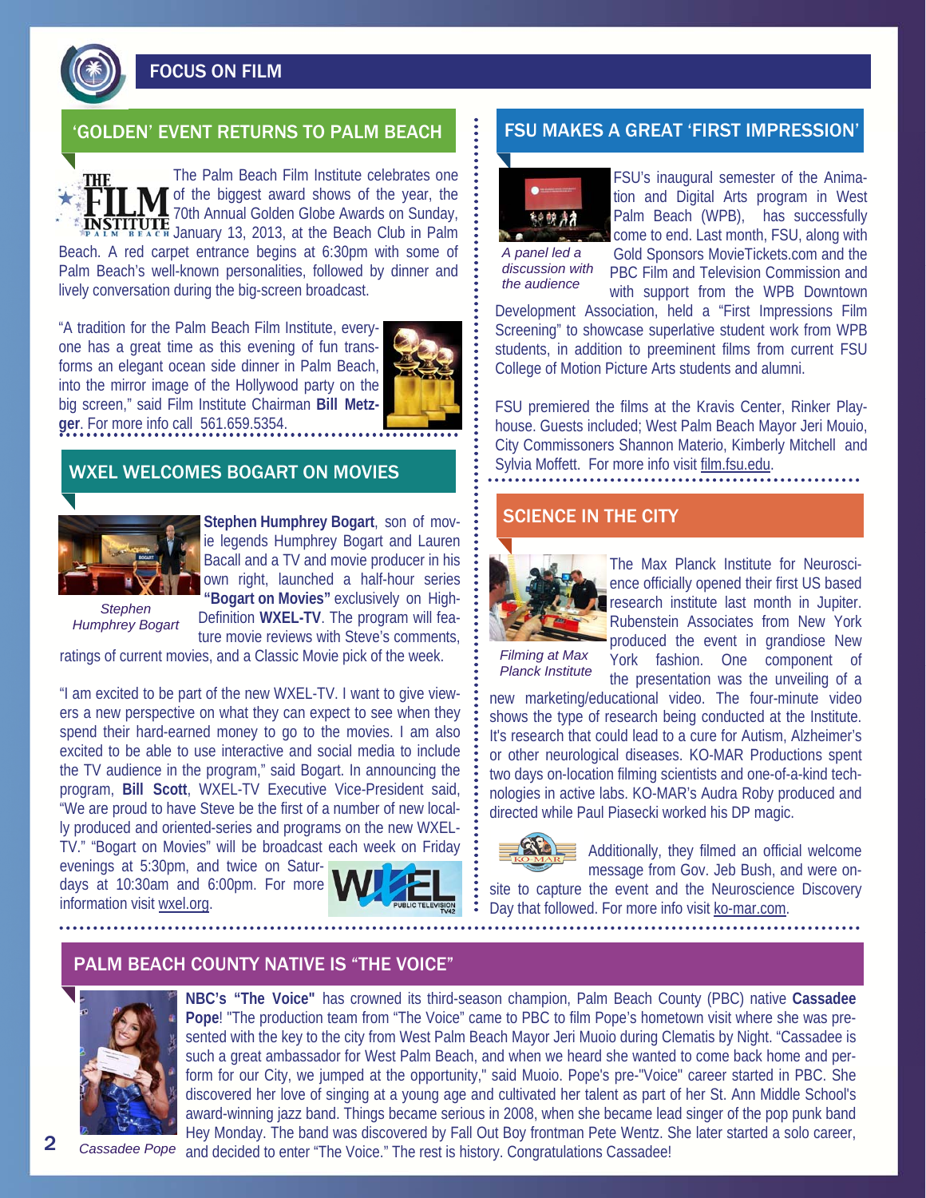# FOCUS ON FILM

## 'GOLDEN' EVENT RETURNS TO PALM BEACH

The Palm Beach Film Institute celebrates one of the biggest award shows of the year, the 70th Annual Golden Globe Awards on Sunday, January 13, 2013, at the Beach Club in Palm Beach. A red carpet entrance begins at 6:30pm with some of Palm Beach's well-known personalities, followed by dinner and lively conversation during the big-screen broadcast.

"A tradition for the Palm Beach Film Institute, everyone has a great time as this evening of fun transforms an elegant ocean side dinner in Palm Beach, into the mirror image of the Hollywood party on the big screen," said Film Institute Chairman **Bill Metzger**. For more info call 561.659.5354.

## WXEL WELCOMES BOGART ON MOVIES

*Stephen Humphrey Bogart*

**Stephen Humphrey Bogart**, son of movie legends Humphrey Bogart and Lauren Bacall and a TV and movie producer in his own right, launched a half-hour series **"Bogart on Movies"** exclusively on High-Definition **WXEL-TV**. The program will feature movie reviews with Steve's comments, ratings of current movies, and a Classic Movie pick of the week.

"I am excited to be part of the new WXEL-TV. I want to give viewers a new perspective on what they can expect to see when they spend their hard-earned money to go to the movies. I am also excited to be able to use interactive and social media to include the TV audience in the program," said Bogart. In announcing the program, **Bill Scott**, WXEL-TV Executive Vice-President said, "We are proud to have Steve be the first of a number of new locally produced and oriented-series and programs on the new WXEL-TV." "Bogart on Movies" will be broadcast each week on Friday evenings at 5:30pm, and twice on Saturdays at 10:30am and 6:00pm. For more information visit wxel.org.

## FSU MAKES A GREAT 'FIRST IMPRESSION'

*A panel led a discussion with the audience*

FSU's inaugural semester of the Animation and Digital Arts program in West Palm Beach (WPB), has successfully come to end. Last month, FSU, along with Gold Sponsors MovieTickets.com and the PBC Film and Television Commission and with support from the WPB Downtown Development Association, held a "First Impressions Film Screening" to showcase superlative student work from WPB students, in addition to preeminent films from current FSU College of Motion Picture Arts students and alumni.

FSU premiered the films at the Kravis Center, Rinker Playhouse. Guests included; West Palm Beach Mayor Jeri Mouio, City Commissoners Shannon Materio, Kimberly Mitchell and Sylvia Moffett. For more info visit film.fsu.edu.

## SCIENCE IN THE CITY

*Filming at Max Planck Institute*

The Max Planck Institute for Neuroscience officially opened their first US based research institute last month in Jupiter. Rubenstein Associates from New York produced the event in grandiose New York fashion. One component of the presentation was the unveiling of a new marketing/educational video. The four-minute video shows the type of research being conducted at the Institute. It's research that could lead to a cure for Autism, Alzheimer's or other neurological diseases. KO-MAR Productions spent two days on-location filming scientists and one-of-a-kind technologies in active labs. KO-MAR's Audra Roby produced and directed while Paul Piasecki worked his DP magic.

Additionally, they filmed an official welcome message from Gov. Jeb Bush, and were on-site to capture the event and the Neuroscience Discovery Day that followed. For more info visit ko-mar.com.

## PALM BEACH COUNTY NATIVE IS "THE VOICE"

*Cassadee Pope*

**NBC's "The Voice"** has crowned its third-season champion, Palm Beach County (PBC) native **Cassadee Pope**! "The production team from "The Voice" came to PBC to film Pope's hometown visit where she was presented with the key to the city from West Palm Beach Mayor Jeri Muoio during Clematis by Night. "Cassadee is such a great ambassador for West Palm Beach, and when we heard she wanted to come back home and perform for our City, we jumped at the opportunity," said Muoio. Pope's pre-"Voice" career started in PBC. She discovered her love of singing at a young age and cultivated her talent as part of her St. Ann Middle School's award-winning jazz band. Things became serious in 2008, when she became lead singer of the pop punk band Hey Monday. The band was discovered by Fall Out Boy frontman Pete Wentz. She later started a solo career, and decided to enter "The Voice." The rest is history. Congratulations Cassadee!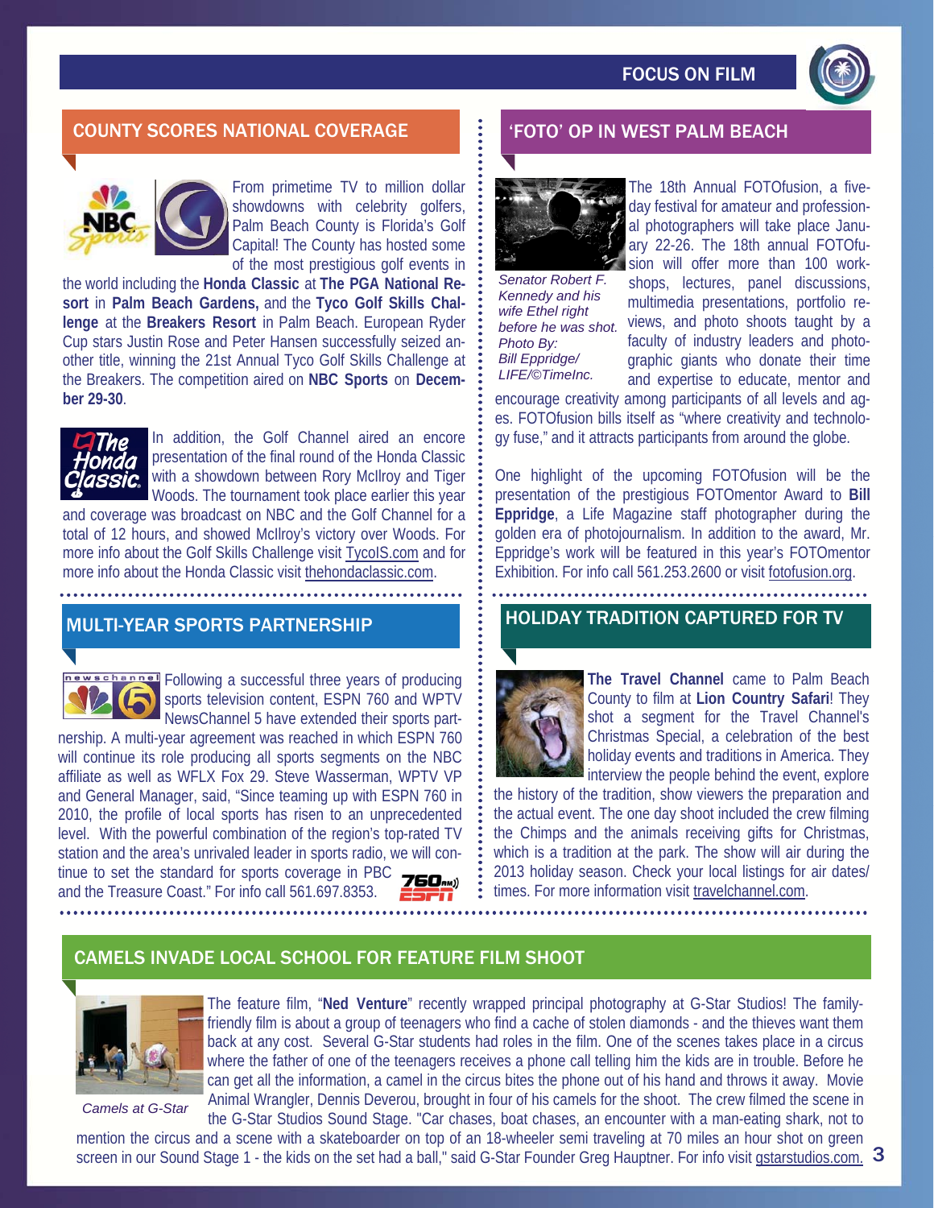## COUNTY SCORES NATIONAL COVERAGE

From primetime TV to million dollar showdowns with celebrity golfers, Palm Beach County is Florida's Golf Capital! The County has hosted some of the most prestigious golf events in the world including the **Honda Classic** at **The PGA National Resort** in **Palm Beach Gardens,** and the **Tyco Golf Skills Challenge** at the **Breakers Resort** in Palm Beach. European Ryder Cup stars Justin Rose and Peter Hansen successfully seized another title, winning the 21st Annual Tyco Golf Skills Challenge at the Breakers. The competition aired on **NBC Sports** on **December 29-30**.

In addition, the Golf Channel aired an encore presentation of the final round of the Honda Classic with a showdown between Rory McIlroy and Tiger Woods. The tournament took place earlier this year and coverage was broadcast on NBC and the Golf Channel for a total of 12 hours, and showed McIlroy's victory over Woods. For more info about the Golf Skills Challenge visit TycoIS.com and for more info about the Honda Classic visit thehondaclassic.com.

## MULTI-YEAR SPORTS PARTNERSHIP

Following a successful three years of producing sports television content, ESPN 760 and WPTV NewsChannel 5 have extended their sports partnership. A multi-year agreement was reached in which ESPN 760 will continue its role producing all sports segments on the NBC affiliate as well as WFLX Fox 29. Steve Wasserman, WPTV VP and General Manager, said, "Since teaming up with ESPN 760 in 2010, the profile of local sports has risen to an unprecedented level. With the powerful combination of the region's top-rated TV station and the area's unrivaled leader in sports radio, we will continue to set the standard for sports coverage in PBC and the Treasure Coast." For info call 561.697.8353.

## 'FOTO' OP IN WEST PALM BEACH

*Senator Robert F. Kennedy and his wife Ethel right before he was shot. Photo By: Bill Eppridge/ LIFE/©TimeInc.*

The 18th Annual FOTOfusion, a five-day festival for amateur and professional photographers will take place January 22-26. The 18th annual FOTOfusion will offer more than 100 workshops, lectures, panel discussions, multimedia presentations, portfolio reviews, and photo shoots taught by a faculty of industry leaders and photographic giants who donate their time and expertise to educate, mentor and encourage creativity among participants of all levels and ages. FOTOfusion bills itself as "where creativity and technology fuse," and it attracts participants from around the globe.

One highlight of the upcoming FOTOfusion will be the presentation of the prestigious FOTOmentor Award to **Bill Eppridge**, a Life Magazine staff photographer during the golden era of photojournalism. In addition to the award, Mr. Eppridge's work will be featured in this year's FOTOmentor Exhibition. For info call 561.253.2600 or visit fotofusion.org.

## HOLIDAY TRADITION CAPTURED FOR TV

**The Travel Channel** came to Palm Beach County to film at **Lion Country Safari**! They shot a segment for the Travel Channel's Christmas Special, a celebration of the best holiday events and traditions in America. They interview the people behind the event, explore the history of the tradition, show viewers the preparation and the actual event. The one day shoot included the crew filming the Chimps and the animals receiving gifts for Christmas, which is a tradition at the park. The show will air during the 2013 holiday season. Check your local listings for air dates/ times. For more information visit travelchannel.com.

## CAMELS INVADE LOCAL SCHOOL FOR FEATURE FILM SHOOT

*Camels at G-Star*

The feature film, "**Ned Venture**" recently wrapped principal photography at G-Star Studios! The family-friendly film is about a group of teenagers who find a cache of stolen diamonds - and the thieves want them back at any cost. Several G-Star students had roles in the film. One of the scenes takes place in a circus where the father of one of the teenagers receives a phone call telling him the kids are in trouble. Before he can get all the information, a camel in the circus bites the phone out of his hand and throws it away. Movie Animal Wrangler, Dennis Deverou, brought in four of his camels for the shoot. The crew filmed the scene in the G-Star Studios Sound Stage. "Car chases, boat chases, an encounter with a man-eating shark, not to mention the circus and a scene with a skateboarder on top of an 18-wheeler semi traveling at 70 miles an hour shot on green screen in our Sound Stage 1 - the kids on the set had a ball," said G-Star Founder Greg Hauptner. For info visit gstarstudios.com.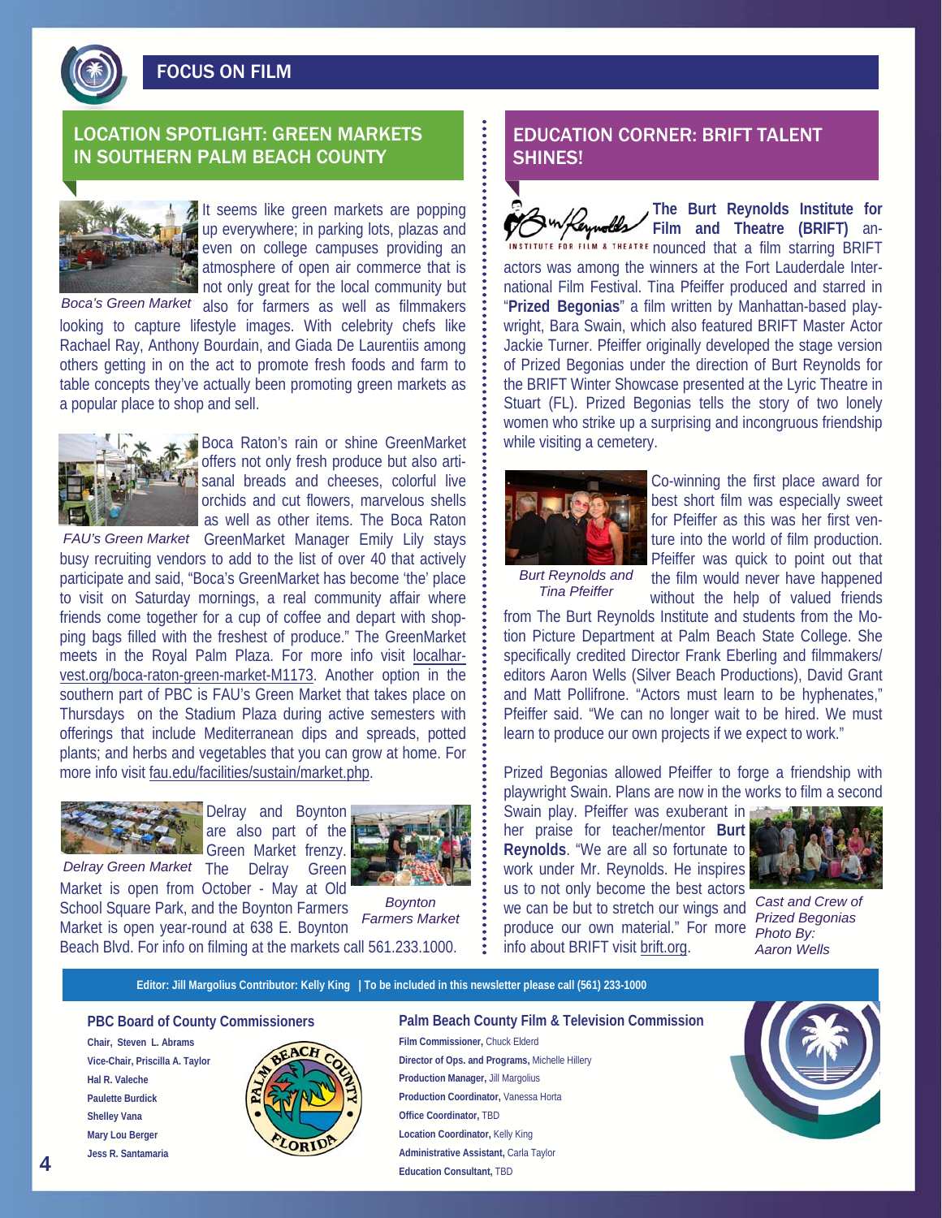# FOCUS ON FILM

## LOCATION SPOTLIGHT: GREEN MARKETS IN SOUTHERN PALM BEACH COUNTY

*Boca's Green Market*

It seems like green markets are popping up everywhere; in parking lots, plazas and even on college campuses providing an atmosphere of open air commerce that is not only great for the local community but also for farmers as well as filmmakers looking to capture lifestyle images. With celebrity chefs like Rachael Ray, Anthony Bourdain, and Giada De Laurentiis among others getting in on the act to promote fresh foods and farm to table concepts they've actually been promoting green markets as a popular place to shop and sell.

*FAU's Green Market*

Boca Raton's rain or shine GreenMarket offers not only fresh produce but also artisanal breads and cheeses, colorful live orchids and cut flowers, marvelous shells as well as other items. The Boca Raton GreenMarket Manager Emily Lily stays busy recruiting vendors to add to the list of over 40 that actively participate and said, "Boca's GreenMarket has become 'the' place to visit on Saturday mornings, a real community affair where friends come together for a cup of coffee and depart with shopping bags filled with the freshest of produce." The GreenMarket meets in the Royal Palm Plaza. For more info visit localharvest.org/boca-raton-green-market-M1173. Another option in the southern part of PBC is FAU's Green Market that takes place on Thursdays on the Stadium Plaza during active semesters with offerings that include Mediterranean dips and spreads, potted plants; and herbs and vegetables that you can grow at home. For more info visit fau.edu/facilities/sustain/market.php.

*Delray Green Market*

*Boynton Farmers Market*

Delray and Boynton are also part of the Green Market frenzy. The Delray Green Market is open from October - May at Old School Square Park, and the Boynton Farmers Market is open year-round at 638 E. Boynton Beach Blvd. For info on filming at the markets call 561.233.1000.

## EDUCATION CORNER: BRIFT TALENT SHINES!

**The Burt Reynolds Institute for Film and Theatre (BRIFT)** announced that a film starring BRIFT actors was among the winners at the Fort Lauderdale International Film Festival. Tina Pfeiffer produced and starred in "**Prized Begonias**" a film written by Manhattan-based playwright, Bara Swain, which also featured BRIFT Master Actor Jackie Turner. Pfeiffer originally developed the stage version of Prized Begonias under the direction of Burt Reynolds for the BRIFT Winter Showcase presented at the Lyric Theatre in Stuart (FL). Prized Begonias tells the story of two lonely women who strike up a surprising and incongruous friendship while visiting a cemetery.

*Burt Reynolds and Tina Pfeiffer*

Co-winning the first place award for best short film was especially sweet for Pfeiffer as this was her first venture into the world of film production. Pfeiffer was quick to point out that the film would never have happened without the help of valued friends from The Burt Reynolds Institute and students from the Motion Picture Department at Palm Beach State College. She specifically credited Director Frank Eberling and filmmakers/editors Aaron Wells (Silver Beach Productions), David Grant and Matt Pollifrone. "Actors must learn to be hyphenates," Pfeiffer said. "We can no longer wait to be hired. We must learn to produce our own projects if we expect to work."

Prized Begonias allowed Pfeiffer to forge a friendship with playwright Swain. Plans are now in the works to film a second Swain play. Pfeiffer was exuberant in her praise for teacher/mentor **Burt Reynolds**. "We are all so fortunate to work under Mr. Reynolds. He inspires us to not only become the best actors we can be but to stretch our wings and produce our own material." For more info about BRIFT visit brift.org.

*Cast and Crew of Prized Begonias Photo By: Aaron Wells*

**Editor: Jill Margolius Contributor: Kelly King | To be included in this newsletter please call (561) 233-1000**

### PBC Board of County Commissioners

**Chair, Steven L. Abrams**
**Vice-Chair, Priscilla A. Taylor**
**Hal R. Valeche**
**Paulette Burdick**
**Shelley Vana**
**Mary Lou Berger**
**Jess R. Santamaria**

### Palm Beach County Film & Television Commission

**Film Commissioner,** Chuck Elderd
**Director of Ops. and Programs,** Michelle Hillery
**Production Manager,** Jill Margolius
**Production Coordinator,** Vanessa Horta
**Office Coordinator,** TBD
**Location Coordinator,** Kelly King
**Administrative Assistant,** Carla Taylor
**Education Consultant,** TBD